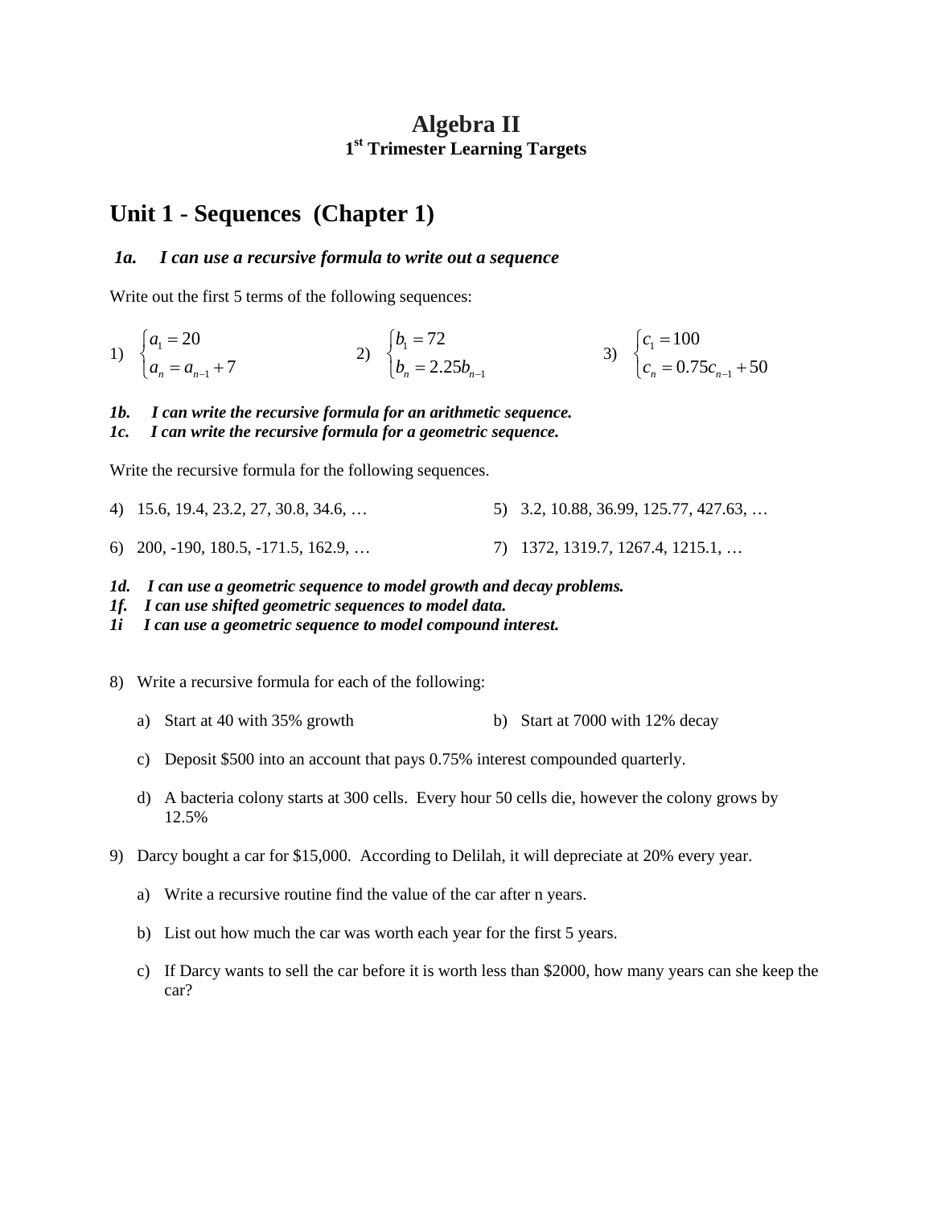# Algebra II
## 1st Trimester Learning Targets

## Unit 1 - Sequences (Chapter 1)

### *1a. I can use a recursive formula to write out a sequence*

Write out the first 5 terms of the following sequences:

1) $\begin{cases} a_1 = 20 \\ a_n = a_{n-1} + 7 \end{cases}$

2) $\begin{cases} b_1 = 72 \\ b_n = 2.25 b_{n-1} \end{cases}$

3) $\begin{cases} c_1 = 100 \\ c_n = 0.75 c_{n-1} + 50 \end{cases}$

***1b. I can write the recursive formula for an arithmetic sequence.***
***1c. I can write the recursive formula for a geometric sequence.***

Write the recursive formula for the following sequences.

4) 15.6, 19.4, 23.2, 27, 30.8, 34.6, …

5) 3.2, 10.88, 36.99, 125.77, 427.63, …

6) 200, -190, 180.5, -171.5, 162.9, …

7) 1372, 1319.7, 1267.4, 1215.1, …

***1d. I can use a geometric sequence to model growth and decay problems.***
***1f. I can use shifted geometric sequences to model data.***
***1i I can use a geometric sequence to model compound interest.***

8) Write a recursive formula for each of the following:

   a) Start at 40 with 35% growth

   b) Start at 7000 with 12% decay

   c) Deposit $500 into an account that pays 0.75% interest compounded quarterly.

   d) A bacteria colony starts at 300 cells. Every hour 50 cells die, however the colony grows by 12.5%

9) Darcy bought a car for $15,000. According to Delilah, it will depreciate at 20% every year.

   a) Write a recursive routine find the value of the car after n years.

   b) List out how much the car was worth each year for the first 5 years.

   c) If Darcy wants to sell the car before it is worth less than $2000, how many years can she keep the car?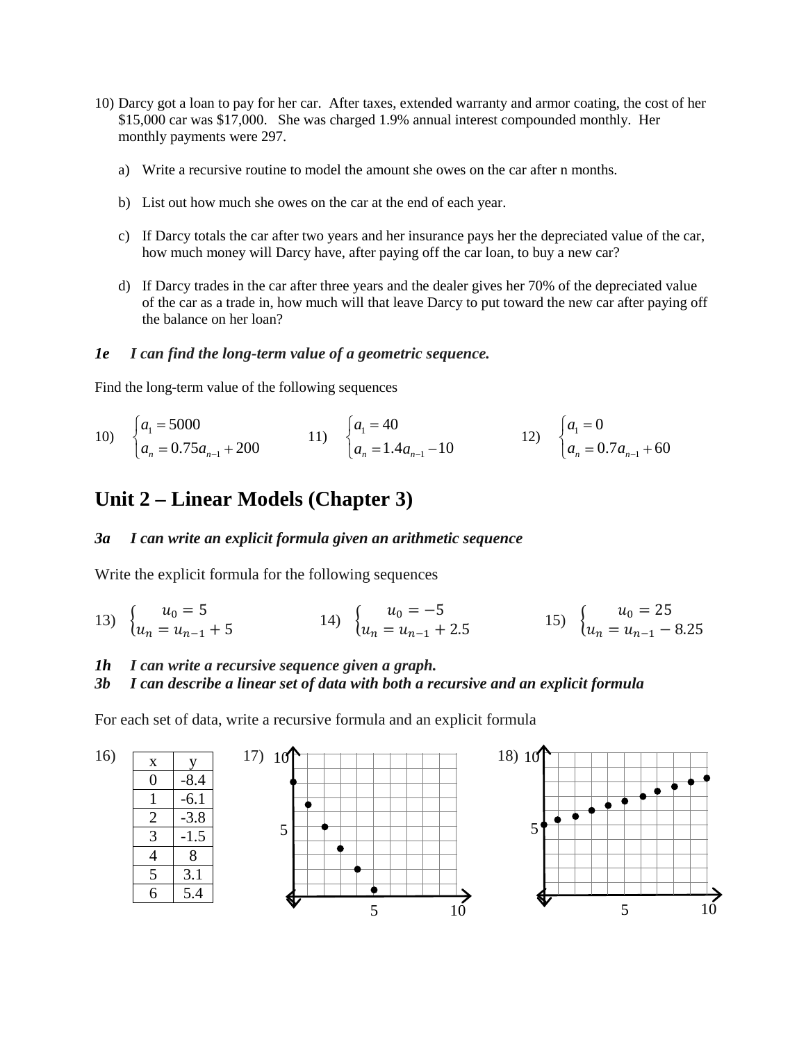10) Darcy got a loan to pay for her car. After taxes, extended warranty and armor coating, the cost of her $15,000 car was $17,000. She was charged 1.9% annual interest compounded monthly. Her monthly payments were 297.

   a) Write a recursive routine to model the amount she owes on the car after n months.

   b) List out how much she owes on the car at the end of each year.

   c) If Darcy totals the car after two years and her insurance pays her the depreciated value of the car, how much money will Darcy have, after paying off the car loan, to buy a new car?

   d) If Darcy trades in the car after three years and the dealer gives her 70% of the depreciated value of the car as a trade in, how much will that leave Darcy to put toward the new car after paying off the balance on her loan?

***1e I can find the long-term value of a geometric sequence.***

Find the long-term value of the following sequences

10) $\begin{cases} a_1 = 5000 \\ a_n = 0.75a_{n-1} + 200 \end{cases}$

11) $\begin{cases} a_1 = 40 \\ a_n = 1.4a_{n-1} - 10 \end{cases}$

12) $\begin{cases} a_1 = 0 \\ a_n = 0.7a_{n-1} + 60 \end{cases}$

## Unit 2 – Linear Models (Chapter 3)

***3a I can write an explicit formula given an arithmetic sequence***

Write the explicit formula for the following sequences

13) $\begin{cases} u_0 = 5 \\ u_n = u_{n-1} + 5 \end{cases}$

14) $\begin{cases} u_0 = -5 \\ u_n = u_{n-1} + 2.5 \end{cases}$

15) $\begin{cases} u_0 = 25 \\ u_n = u_{n-1} - 8.25 \end{cases}$

***1h I can write a recursive sequence given a graph.***

***3b I can describe a linear set of data with both a recursive and an explicit formula***

For each set of data, write a recursive formula and an explicit formula

16)

| x | y |
|---|---|
| 0 | -8.4 |
| 1 | -6.1 |
| 2 | -3.8 |
| 3 | -1.5 |
| 4 | 8 |
| 5 | 3.1 |
| 6 | 5.4 |

17) (graph)

18) (graph)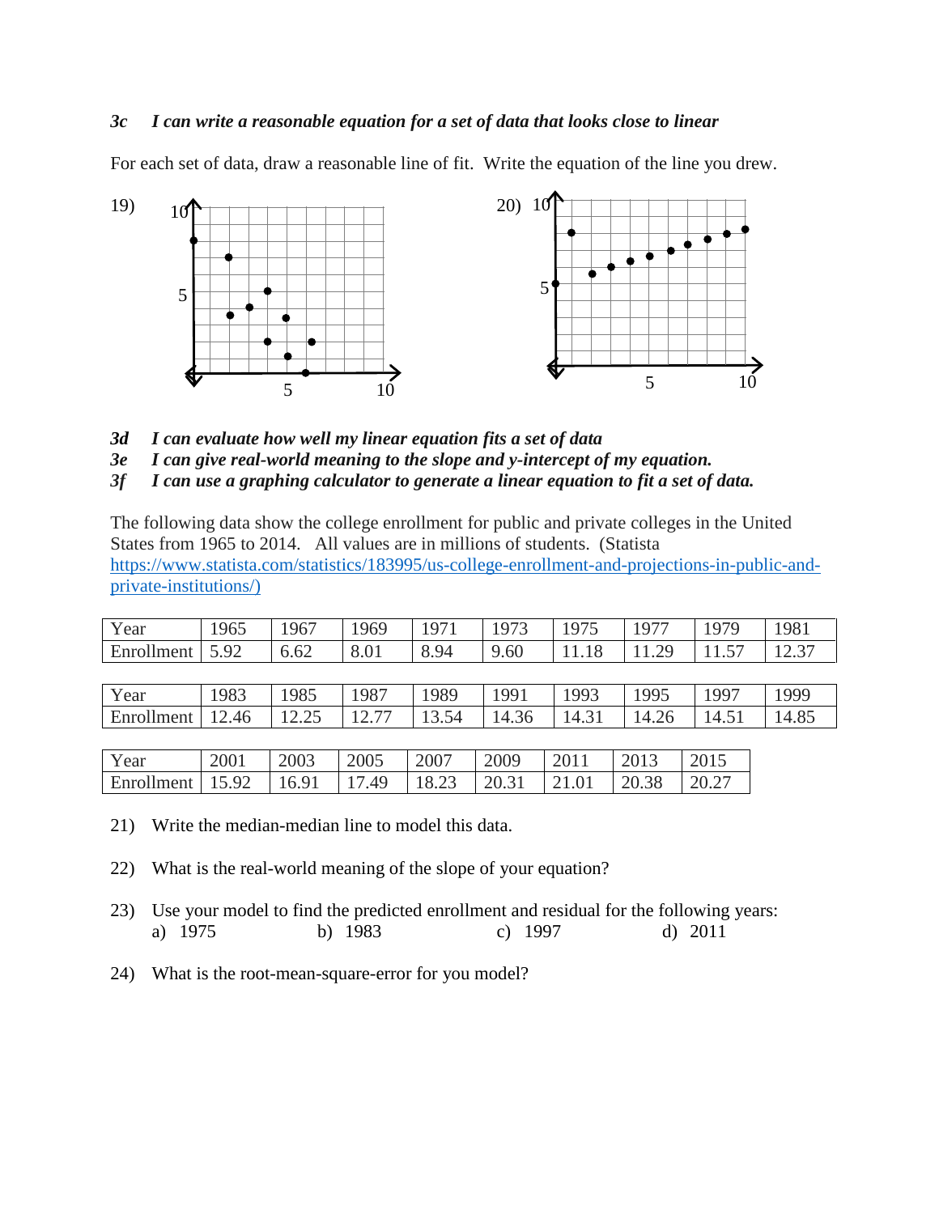***3c I can write a reasonable equation for a set of data that looks close to linear***

For each set of data, draw a reasonable line of fit. Write the equation of the line you drew.

19)

20)

***3d I can evaluate how well my linear equation fits a set of data***
***3e I can give real-world meaning to the slope and y-intercept of my equation.***
***3f I can use a graphing calculator to generate a linear equation to fit a set of data.***

The following data show the college enrollment for public and private colleges in the United States from 1965 to 2014. All values are in millions of students. (Statista https://www.statista.com/statistics/183995/us-college-enrollment-and-projections-in-public-and-private-institutions/)

| Year | 1965 | 1967 | 1969 | 1971 | 1973 | 1975 | 1977 | 1979 | 1981 |
|---|---|---|---|---|---|---|---|---|---|
| Enrollment | 5.92 | 6.62 | 8.01 | 8.94 | 9.60 | 11.18 | 11.29 | 11.57 | 12.37 |

| Year | 1983 | 1985 | 1987 | 1989 | 1991 | 1993 | 1995 | 1997 | 1999 |
|---|---|---|---|---|---|---|---|---|---|
| Enrollment | 12.46 | 12.25 | 12.77 | 13.54 | 14.36 | 14.31 | 14.26 | 14.51 | 14.85 |

| Year | 2001 | 2003 | 2005 | 2007 | 2009 | 2011 | 2013 | 2015 |
|---|---|---|---|---|---|---|---|---|
| Enrollment | 15.92 | 16.91 | 17.49 | 18.23 | 20.31 | 21.01 | 20.38 | 20.27 |

21) Write the median-median line to model this data.

22) What is the real-world meaning of the slope of your equation?

23) Use your model to find the predicted enrollment and residual for the following years:
a) 1975 b) 1983 c) 1997 d) 2011

24) What is the root-mean-square-error for you model?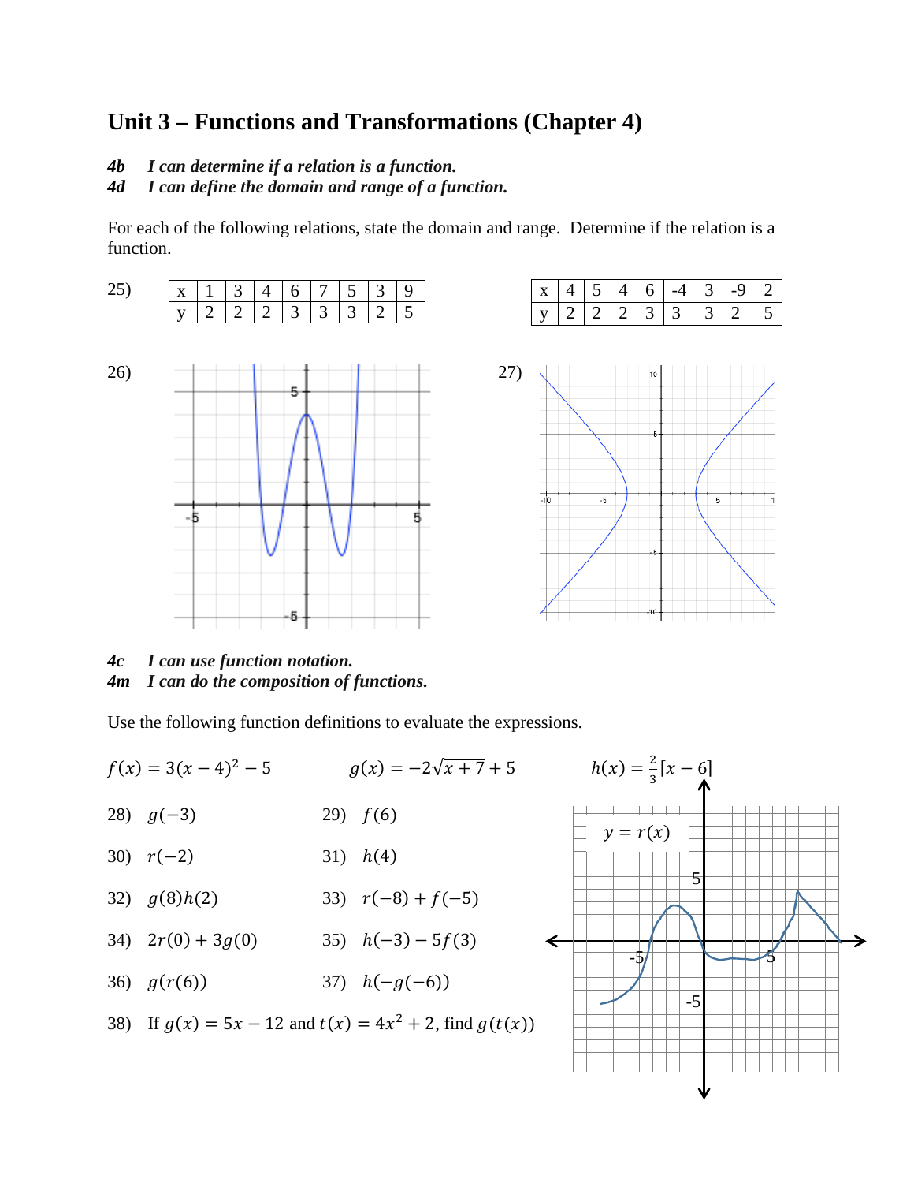# Unit 3 – Functions and Transformations (Chapter 4)

***4b   I can determine if a relation is a function.***
***4d   I can define the domain and range of a function.***

For each of the following relations, state the domain and range.  Determine if the relation is a function.

25)

| x | 1 | 3 | 4 | 6 | 7 | 5 | 3 | 9 |
|---|---|---|---|---|---|---|---|---|
| y | 2 | 2 | 2 | 3 | 3 | 3 | 2 | 5 |

| x | 4 | 5 | 4 | 6 | -4 | 3 | -9 | 2 |
|---|---|---|---|---|---|---|---|---|
| y | 2 | 2 | 2 | 3 | 3 | 3 | 2 | 5 |

26)

27)

***4c   I can use function notation.***
***4m   I can do the composition of functions.***

Use the following function definitions to evaluate the expressions.

$f(x) = 3(x-4)^2 - 5$          $g(x) = -2\sqrt{x+7} + 5$          $h(x) = \frac{2}{3}\lceil x - 6 \rceil$

$y = r(x)$

28) $g(-3)$

29) $f(6)$

30) $r(-2)$

31) $h(4)$

32) $g(8)h(2)$

33) $r(-8) + f(-5)$

34) $2r(0) + 3g(0)$

35) $h(-3) - 5f(3)$

36) $g(r(6))$

37) $h(-g(-6))$

38) If $g(x) = 5x - 12$ and $t(x) = 4x^2 + 2$, find $g(t(x))$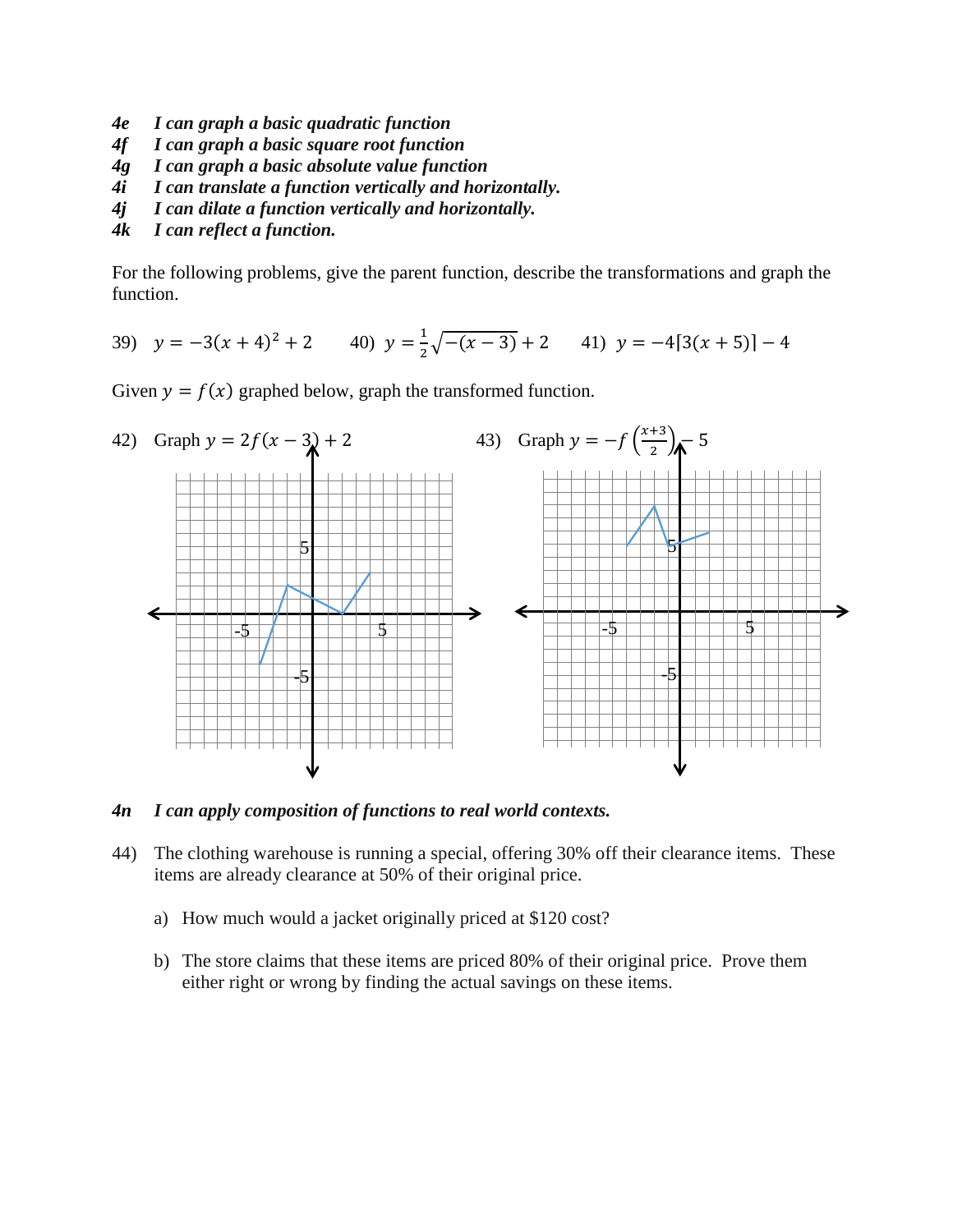*4e I can graph a basic quadratic function*
*4f I can graph a basic square root function*
*4g I can graph a basic absolute value function*
*4i I can translate a function vertically and horizontally.*
*4j I can dilate a function vertically and horizontally.*
*4k I can reflect a function.*

For the following problems, give the parent function, describe the transformations and graph the function.

39) $y = -3(x+4)^2 + 2$ 40) $y = \frac{1}{2}\sqrt{-(x-3)} + 2$ 41) $y = -4\lceil 3(x+5) \rceil - 4$

Given $y = f(x)$ graphed below, graph the transformed function.

42) Graph $y = 2f(x-3) + 2$ 43) Graph $y = -f\left(\frac{x+3}{2}\right) - 5$

*4n I can apply composition of functions to real world contexts.*

44) The clothing warehouse is running a special, offering 30% off their clearance items. These items are already clearance at 50% of their original price.

a) How much would a jacket originally priced at $120 cost?

b) The store claims that these items are priced 80% of their original price. Prove them either right or wrong by finding the actual savings on these items.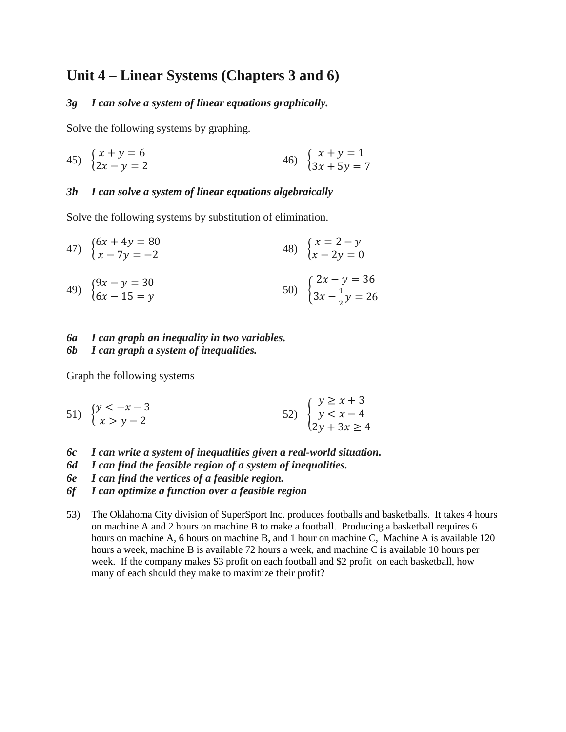# Unit 4 – Linear Systems (Chapters 3 and 6)

***3g I can solve a system of linear equations graphically.***

Solve the following systems by graphing.

45) $\begin{cases} x + y = 6 \\ 2x - y = 2 \end{cases}$

46) $\begin{cases} x + y = 1 \\ 3x + 5y = 7 \end{cases}$

***3h I can solve a system of linear equations algebraically***

Solve the following systems by substitution of elimination.

47) $\begin{cases} 6x + 4y = 80 \\ x - 7y = -2 \end{cases}$

48) $\begin{cases} x = 2 - y \\ x - 2y = 0 \end{cases}$

49) $\begin{cases} 9x - y = 30 \\ 6x - 15 = y \end{cases}$

50) $\begin{cases} 2x - y = 36 \\ 3x - \frac{1}{2}y = 26 \end{cases}$

***6a I can graph an inequality in two variables.***
***6b I can graph a system of inequalities.***

Graph the following systems

51) $\begin{cases} y < -x - 3 \\ x > y - 2 \end{cases}$

52) $\begin{cases} y \geq x + 3 \\ y < x - 4 \\ 2y + 3x \geq 4 \end{cases}$

***6c I can write a system of inequalities given a real-world situation.***
***6d I can find the feasible region of a system of inequalities.***
***6e I can find the vertices of a feasible region.***
***6f I can optimize a function over a feasible region***

53) The Oklahoma City division of SuperSport Inc. produces footballs and basketballs. It takes 4 hours on machine A and 2 hours on machine B to make a football. Producing a basketball requires 6 hours on machine A, 6 hours on machine B, and 1 hour on machine C, Machine A is available 120 hours a week, machine B is available 72 hours a week, and machine C is available 10 hours per week. If the company makes $3 profit on each football and $2 profit on each basketball, how many of each should they make to maximize their profit?